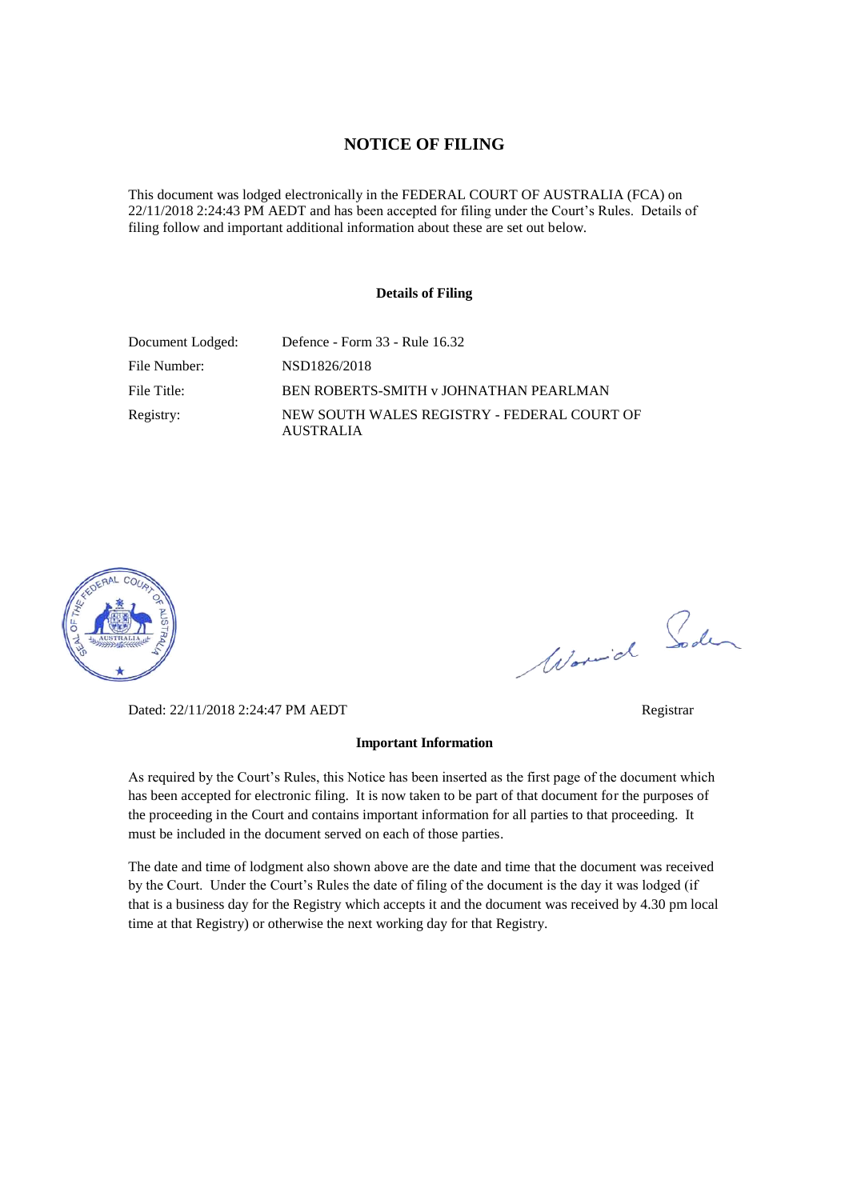# NOTICE OF FILING

This document was lodged electronically in the FEDERAL COURT OF AUSTRALIA (FCA) on 22/11/2018 2:24:43 PM AEDT and has been accepted for filing under the Court's Rules. Details of filing follow and important additional information about these are set out below.

**Details of Filing**

| | |
|---|---|
| Document Lodged: | Defence - Form 33 - Rule 16.32 |
| File Number: | NSD1826/2018 |
| File Title: | BEN ROBERTS-SMITH v JOHNATHAN PEARLMAN |
| Registry: | NEW SOUTH WALES REGISTRY - FEDERAL COURT OF AUSTRALIA |

Dated: 22/11/2018 2:24:47 PM AEDT

Registrar

**Important Information**

As required by the Court's Rules, this Notice has been inserted as the first page of the document which has been accepted for electronic filing. It is now taken to be part of that document for the purposes of the proceeding in the Court and contains important information for all parties to that proceeding. It must be included in the document served on each of those parties.

The date and time of lodgment also shown above are the date and time that the document was received by the Court. Under the Court's Rules the date of filing of the document is the day it was lodged (if that is a business day for the Registry which accepts it and the document was received by 4.30 pm local time at that Registry) or otherwise the next working day for that Registry.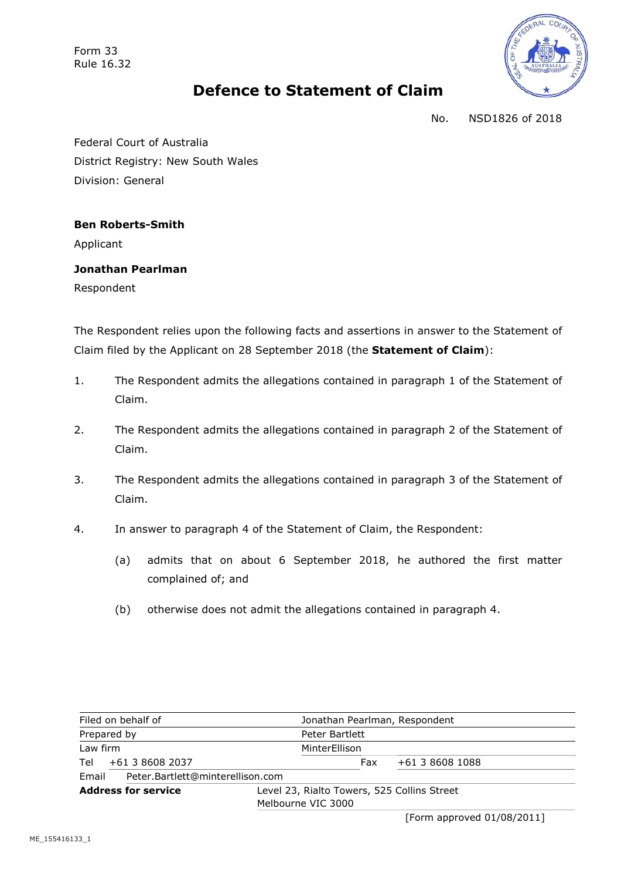Form 33
Rule 16.32

# Defence to Statement of Claim

No. NSD1826 of 2018

Federal Court of Australia
District Registry: New South Wales
Division: General

**Ben Roberts-Smith**
Applicant

**Jonathan Pearlman**
Respondent

The Respondent relies upon the following facts and assertions in answer to the Statement of Claim filed by the Applicant on 28 September 2018 (the **Statement of Claim**):

1. The Respondent admits the allegations contained in paragraph 1 of the Statement of Claim.

2. The Respondent admits the allegations contained in paragraph 2 of the Statement of Claim.

3. The Respondent admits the allegations contained in paragraph 3 of the Statement of Claim.

4. In answer to paragraph 4 of the Statement of Claim, the Respondent:

   (a) admits that on about 6 September 2018, he authored the first matter complained of; and

   (b) otherwise does not admit the allegations contained in paragraph 4.

| Filed on behalf of | Jonathan Pearlman, Respondent | | |
|---|---|---|---|
| Prepared by | Peter Bartlett | | |
| Law firm | MinterEllison | | |
| Tel +61 3 8608 2037 | | Fax | +61 3 8608 1088 |
| Email Peter.Bartlett@minterellison.com | | | |
| **Address for service** | Level 23, Rialto Towers, 525 Collins Street Melbourne VIC 3000 | | |

[Form approved 01/08/2011]

ME_155416133_1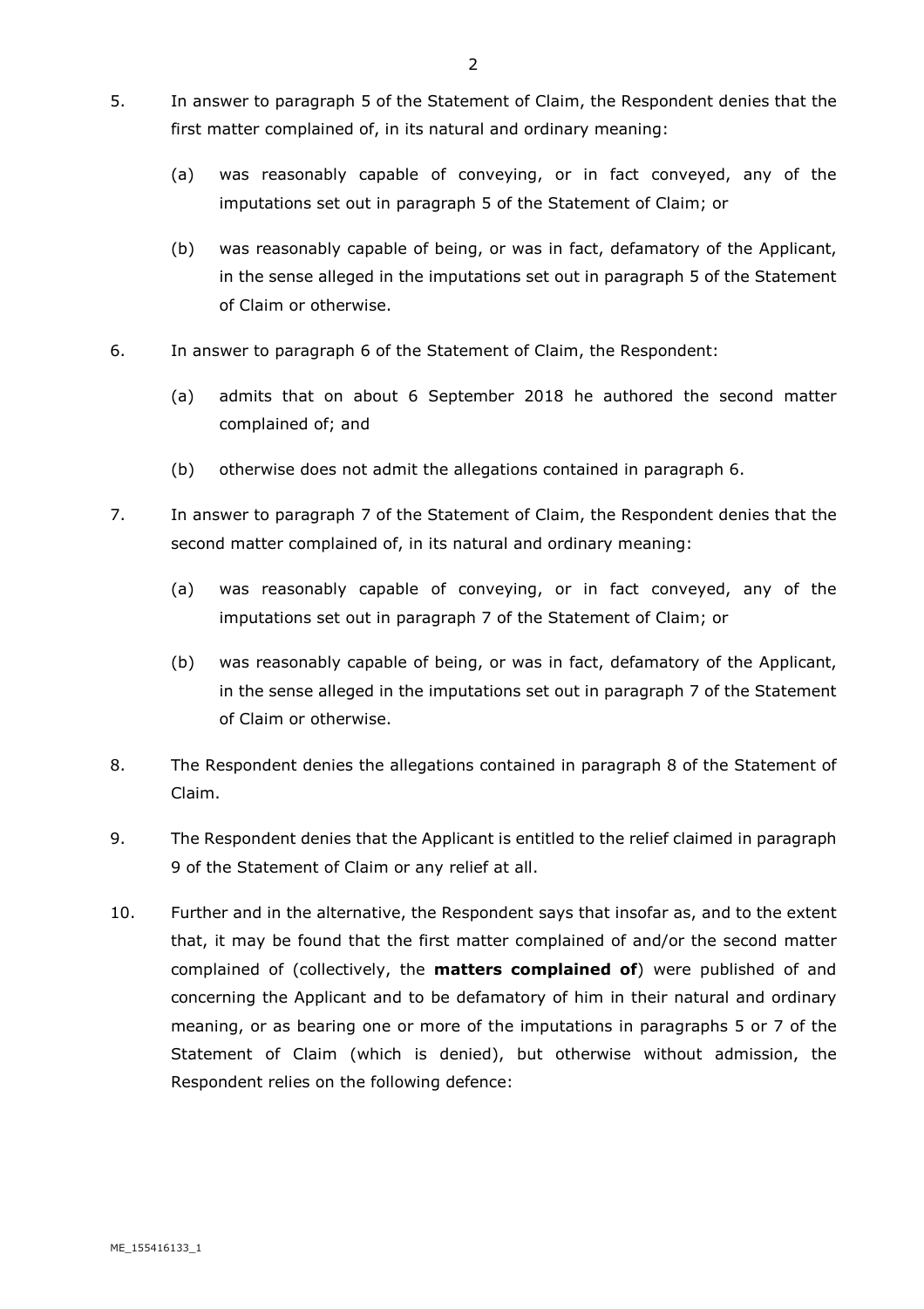5. In answer to paragraph 5 of the Statement of Claim, the Respondent denies that the first matter complained of, in its natural and ordinary meaning:

   (a) was reasonably capable of conveying, or in fact conveyed, any of the imputations set out in paragraph 5 of the Statement of Claim; or

   (b) was reasonably capable of being, or was in fact, defamatory of the Applicant, in the sense alleged in the imputations set out in paragraph 5 of the Statement of Claim or otherwise.

6. In answer to paragraph 6 of the Statement of Claim, the Respondent:

   (a) admits that on about 6 September 2018 he authored the second matter complained of; and

   (b) otherwise does not admit the allegations contained in paragraph 6.

7. In answer to paragraph 7 of the Statement of Claim, the Respondent denies that the second matter complained of, in its natural and ordinary meaning:

   (a) was reasonably capable of conveying, or in fact conveyed, any of the imputations set out in paragraph 7 of the Statement of Claim; or

   (b) was reasonably capable of being, or was in fact, defamatory of the Applicant, in the sense alleged in the imputations set out in paragraph 7 of the Statement of Claim or otherwise.

8. The Respondent denies the allegations contained in paragraph 8 of the Statement of Claim.

9. The Respondent denies that the Applicant is entitled to the relief claimed in paragraph 9 of the Statement of Claim or any relief at all.

10. Further and in the alternative, the Respondent says that insofar as, and to the extent that, it may be found that the first matter complained of and/or the second matter complained of (collectively, the **matters complained of**) were published of and concerning the Applicant and to be defamatory of him in their natural and ordinary meaning, or as bearing one or more of the imputations in paragraphs 5 or 7 of the Statement of Claim (which is denied), but otherwise without admission, the Respondent relies on the following defence: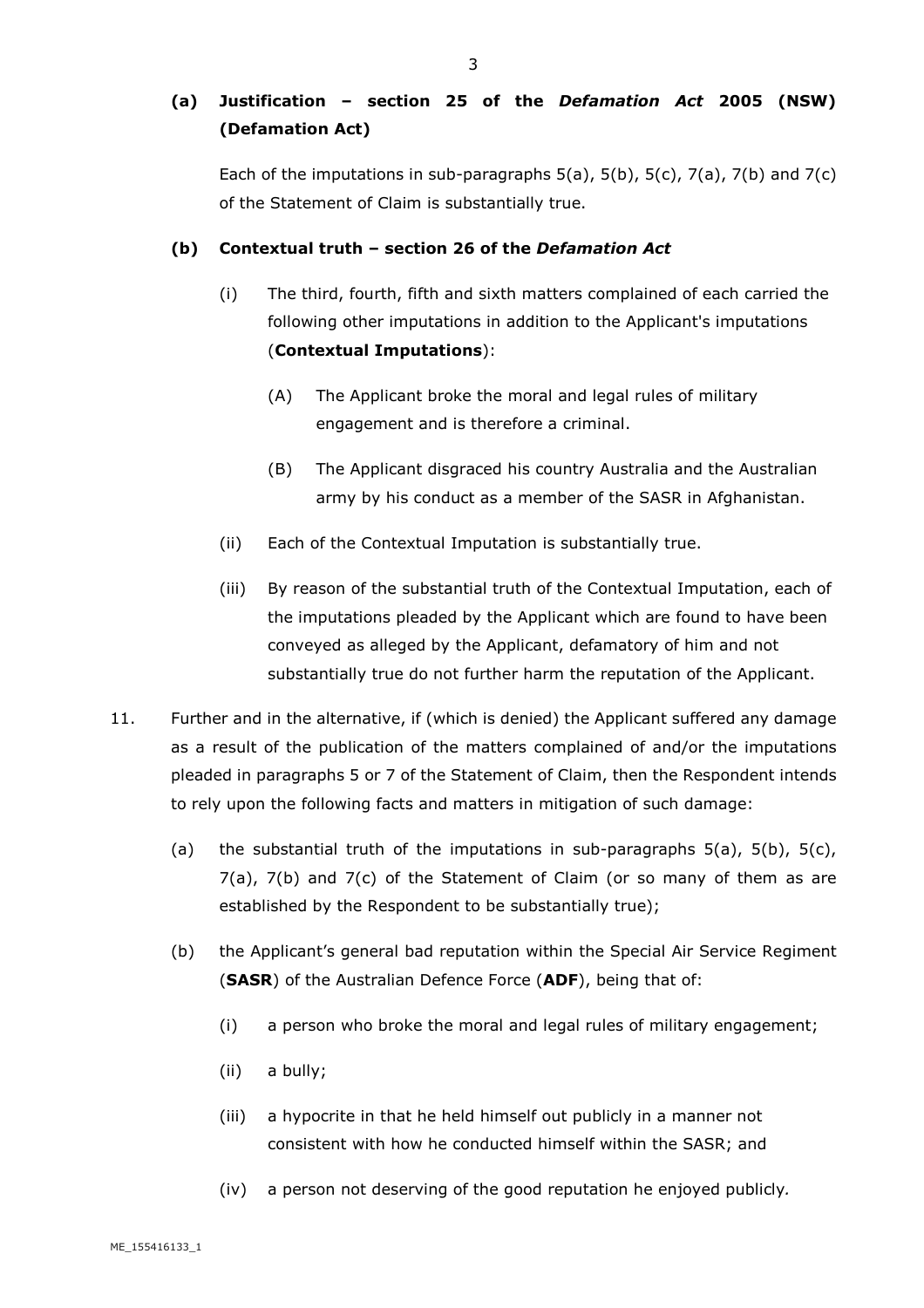**(a) Justification – section 25 of the *Defamation Act* 2005 (NSW) (Defamation Act)**

Each of the imputations in sub-paragraphs 5(a), 5(b), 5(c), 7(a), 7(b) and 7(c) of the Statement of Claim is substantially true.

**(b) Contextual truth – section 26 of the *Defamation Act***

(i) The third, fourth, fifth and sixth matters complained of each carried the following other imputations in addition to the Applicant's imputations (**Contextual Imputations**):

(A) The Applicant broke the moral and legal rules of military engagement and is therefore a criminal.

(B) The Applicant disgraced his country Australia and the Australian army by his conduct as a member of the SASR in Afghanistan.

(ii) Each of the Contextual Imputation is substantially true.

(iii) By reason of the substantial truth of the Contextual Imputation, each of the imputations pleaded by the Applicant which are found to have been conveyed as alleged by the Applicant, defamatory of him and not substantially true do not further harm the reputation of the Applicant.

11. Further and in the alternative, if (which is denied) the Applicant suffered any damage as a result of the publication of the matters complained of and/or the imputations pleaded in paragraphs 5 or 7 of the Statement of Claim, then the Respondent intends to rely upon the following facts and matters in mitigation of such damage:

(a) the substantial truth of the imputations in sub-paragraphs 5(a), 5(b), 5(c), 7(a), 7(b) and 7(c) of the Statement of Claim (or so many of them as are established by the Respondent to be substantially true);

(b) the Applicant's general bad reputation within the Special Air Service Regiment (**SASR**) of the Australian Defence Force (**ADF**), being that of:

(i) a person who broke the moral and legal rules of military engagement;

(ii) a bully;

(iii) a hypocrite in that he held himself out publicly in a manner not consistent with how he conducted himself within the SASR; and

(iv) a person not deserving of the good reputation he enjoyed publicly.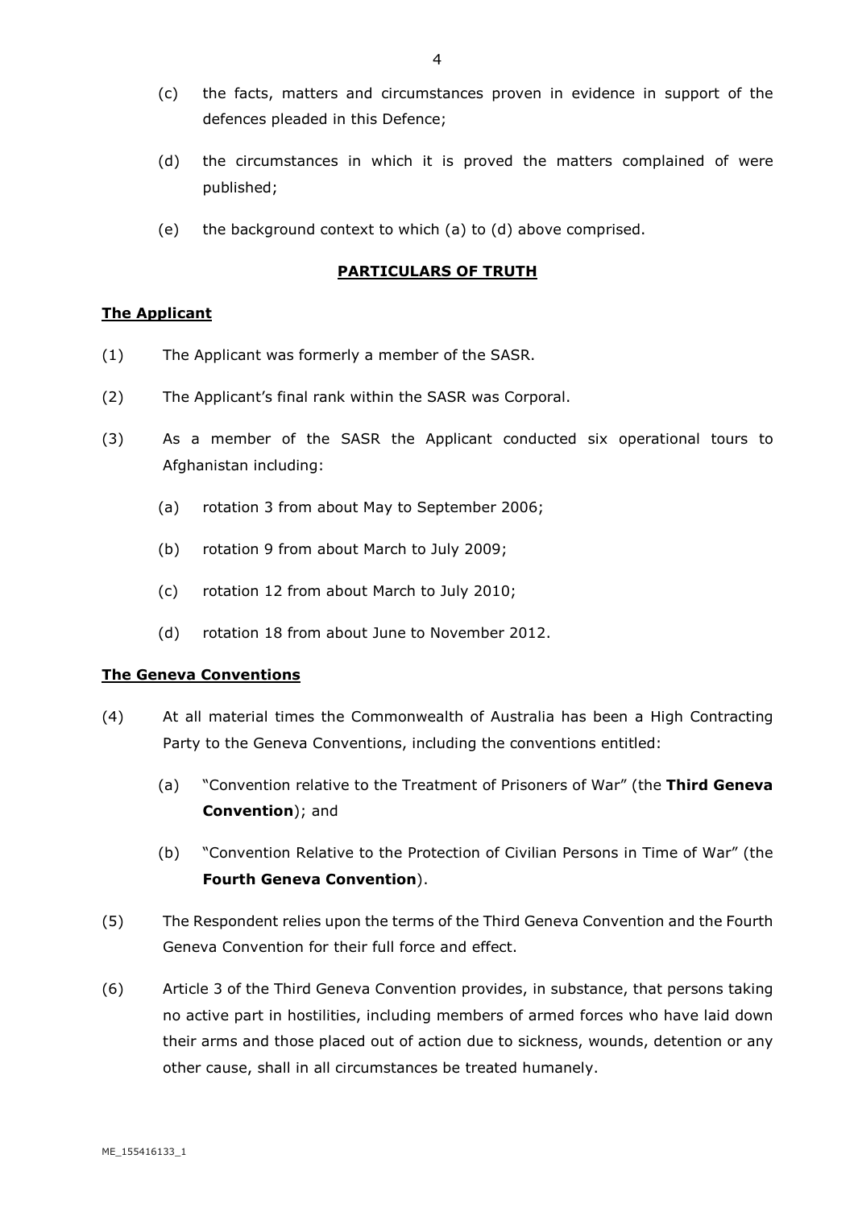(c) the facts, matters and circumstances proven in evidence in support of the defences pleaded in this Defence;

(d) the circumstances in which it is proved the matters complained of were published;

(e) the background context to which (a) to (d) above comprised.

**PARTICULARS OF TRUTH**

**The Applicant**

(1) The Applicant was formerly a member of the SASR.

(2) The Applicant's final rank within the SASR was Corporal.

(3) As a member of the SASR the Applicant conducted six operational tours to Afghanistan including:

(a) rotation 3 from about May to September 2006;

(b) rotation 9 from about March to July 2009;

(c) rotation 12 from about March to July 2010;

(d) rotation 18 from about June to November 2012.

**The Geneva Conventions**

(4) At all material times the Commonwealth of Australia has been a High Contracting Party to the Geneva Conventions, including the conventions entitled:

(a) "Convention relative to the Treatment of Prisoners of War" (the **Third Geneva Convention**); and

(b) "Convention Relative to the Protection of Civilian Persons in Time of War" (the **Fourth Geneva Convention**).

(5) The Respondent relies upon the terms of the Third Geneva Convention and the Fourth Geneva Convention for their full force and effect.

(6) Article 3 of the Third Geneva Convention provides, in substance, that persons taking no active part in hostilities, including members of armed forces who have laid down their arms and those placed out of action due to sickness, wounds, detention or any other cause, shall in all circumstances be treated humanely.

ME_155416133_1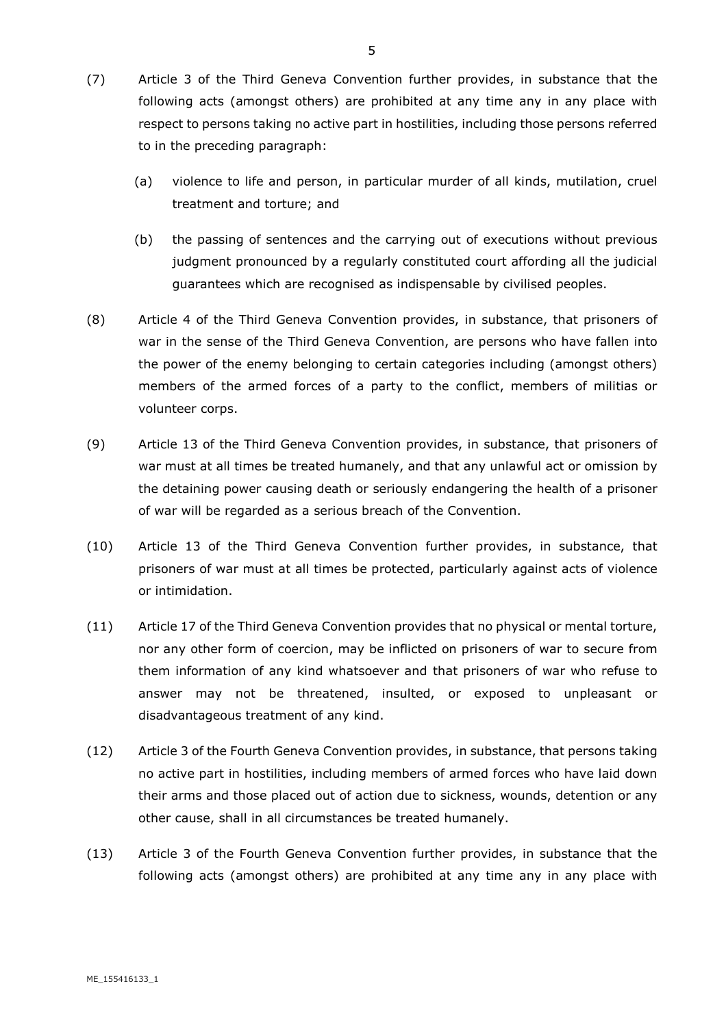(7) Article 3 of the Third Geneva Convention further provides, in substance that the following acts (amongst others) are prohibited at any time any in any place with respect to persons taking no active part in hostilities, including those persons referred to in the preceding paragraph:

   (a) violence to life and person, in particular murder of all kinds, mutilation, cruel treatment and torture; and

   (b) the passing of sentences and the carrying out of executions without previous judgment pronounced by a regularly constituted court affording all the judicial guarantees which are recognised as indispensable by civilised peoples.

(8) Article 4 of the Third Geneva Convention provides, in substance, that prisoners of war in the sense of the Third Geneva Convention, are persons who have fallen into the power of the enemy belonging to certain categories including (amongst others) members of the armed forces of a party to the conflict, members of militias or volunteer corps.

(9) Article 13 of the Third Geneva Convention provides, in substance, that prisoners of war must at all times be treated humanely, and that any unlawful act or omission by the detaining power causing death or seriously endangering the health of a prisoner of war will be regarded as a serious breach of the Convention.

(10) Article 13 of the Third Geneva Convention further provides, in substance, that prisoners of war must at all times be protected, particularly against acts of violence or intimidation.

(11) Article 17 of the Third Geneva Convention provides that no physical or mental torture, nor any other form of coercion, may be inflicted on prisoners of war to secure from them information of any kind whatsoever and that prisoners of war who refuse to answer may not be threatened, insulted, or exposed to unpleasant or disadvantageous treatment of any kind.

(12) Article 3 of the Fourth Geneva Convention provides, in substance, that persons taking no active part in hostilities, including members of armed forces who have laid down their arms and those placed out of action due to sickness, wounds, detention or any other cause, shall in all circumstances be treated humanely.

(13) Article 3 of the Fourth Geneva Convention further provides, in substance that the following acts (amongst others) are prohibited at any time any in any place with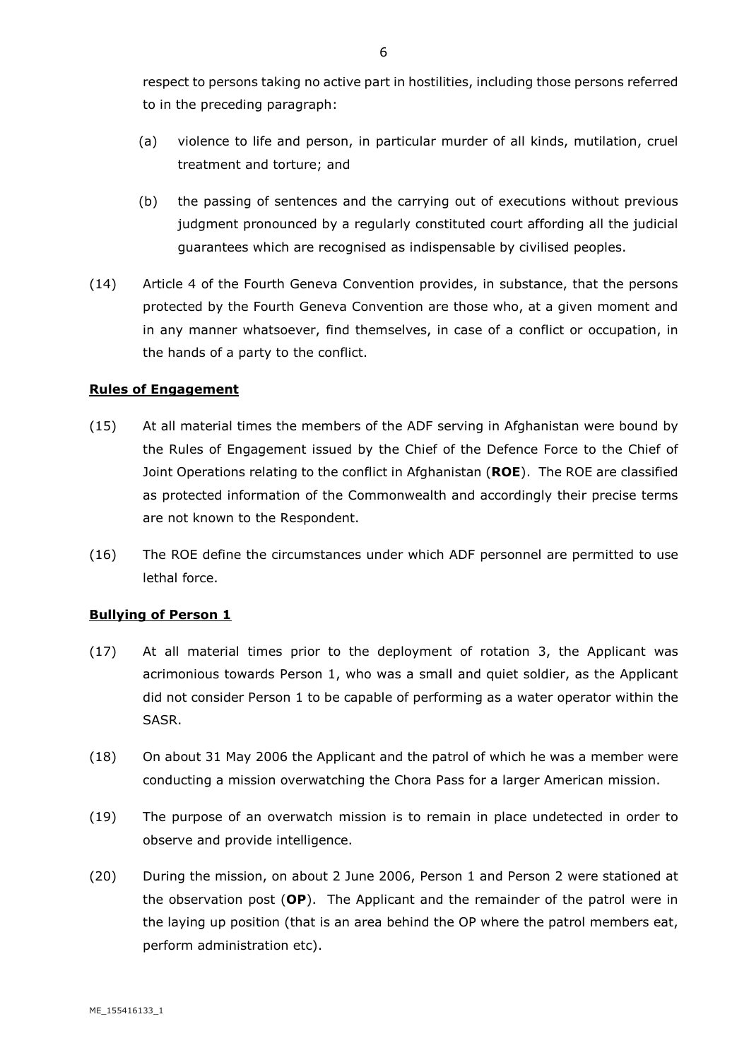respect to persons taking no active part in hostilities, including those persons referred to in the preceding paragraph:

(a) violence to life and person, in particular murder of all kinds, mutilation, cruel treatment and torture; and

(b) the passing of sentences and the carrying out of executions without previous judgment pronounced by a regularly constituted court affording all the judicial guarantees which are recognised as indispensable by civilised peoples.

(14) Article 4 of the Fourth Geneva Convention provides, in substance, that the persons protected by the Fourth Geneva Convention are those who, at a given moment and in any manner whatsoever, find themselves, in case of a conflict or occupation, in the hands of a party to the conflict.

**Rules of Engagement**

(15) At all material times the members of the ADF serving in Afghanistan were bound by the Rules of Engagement issued by the Chief of the Defence Force to the Chief of Joint Operations relating to the conflict in Afghanistan (**ROE**). The ROE are classified as protected information of the Commonwealth and accordingly their precise terms are not known to the Respondent.

(16) The ROE define the circumstances under which ADF personnel are permitted to use lethal force.

**Bullying of Person 1**

(17) At all material times prior to the deployment of rotation 3, the Applicant was acrimonious towards Person 1, who was a small and quiet soldier, as the Applicant did not consider Person 1 to be capable of performing as a water operator within the SASR.

(18) On about 31 May 2006 the Applicant and the patrol of which he was a member were conducting a mission overwatching the Chora Pass for a larger American mission.

(19) The purpose of an overwatch mission is to remain in place undetected in order to observe and provide intelligence.

(20) During the mission, on about 2 June 2006, Person 1 and Person 2 were stationed at the observation post (**OP**). The Applicant and the remainder of the patrol were in the laying up position (that is an area behind the OP where the patrol members eat, perform administration etc).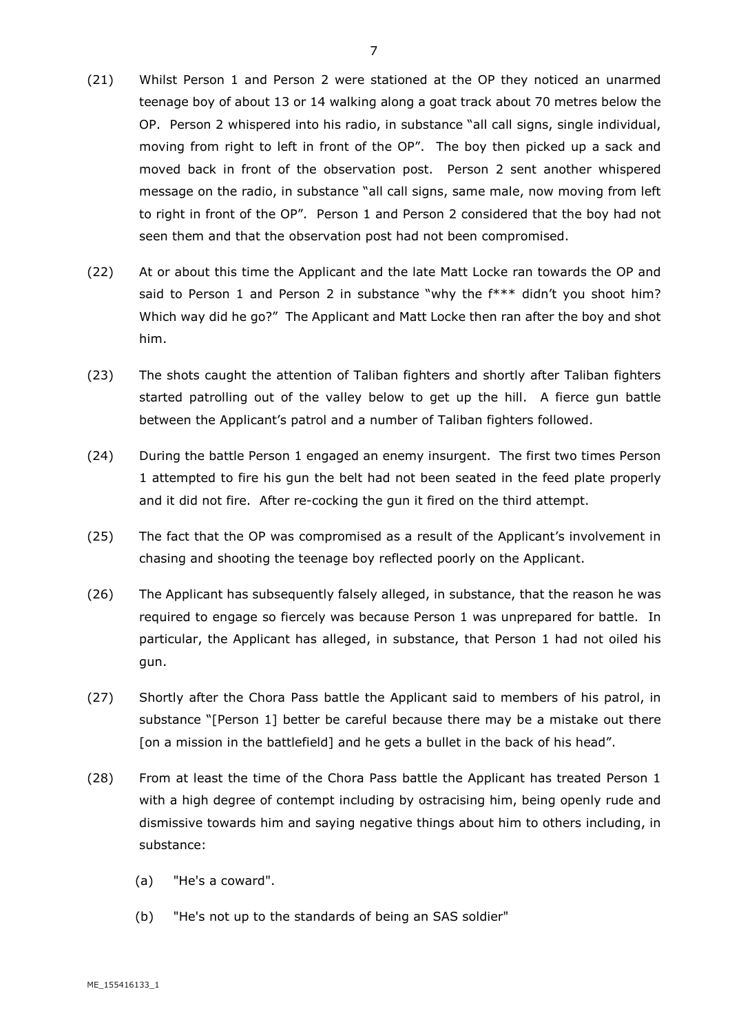(21) Whilst Person 1 and Person 2 were stationed at the OP they noticed an unarmed teenage boy of about 13 or 14 walking along a goat track about 70 metres below the OP. Person 2 whispered into his radio, in substance "all call signs, single individual, moving from right to left in front of the OP". The boy then picked up a sack and moved back in front of the observation post. Person 2 sent another whispered message on the radio, in substance "all call signs, same male, now moving from left to right in front of the OP". Person 1 and Person 2 considered that the boy had not seen them and that the observation post had not been compromised.

(22) At or about this time the Applicant and the late Matt Locke ran towards the OP and said to Person 1 and Person 2 in substance "why the f*** didn't you shoot him? Which way did he go?" The Applicant and Matt Locke then ran after the boy and shot him.

(23) The shots caught the attention of Taliban fighters and shortly after Taliban fighters started patrolling out of the valley below to get up the hill. A fierce gun battle between the Applicant's patrol and a number of Taliban fighters followed.

(24) During the battle Person 1 engaged an enemy insurgent. The first two times Person 1 attempted to fire his gun the belt had not been seated in the feed plate properly and it did not fire. After re-cocking the gun it fired on the third attempt.

(25) The fact that the OP was compromised as a result of the Applicant's involvement in chasing and shooting the teenage boy reflected poorly on the Applicant.

(26) The Applicant has subsequently falsely alleged, in substance, that the reason he was required to engage so fiercely was because Person 1 was unprepared for battle. In particular, the Applicant has alleged, in substance, that Person 1 had not oiled his gun.

(27) Shortly after the Chora Pass battle the Applicant said to members of his patrol, in substance "[Person 1] better be careful because there may be a mistake out there [on a mission in the battlefield] and he gets a bullet in the back of his head".

(28) From at least the time of the Chora Pass battle the Applicant has treated Person 1 with a high degree of contempt including by ostracising him, being openly rude and dismissive towards him and saying negative things about him to others including, in substance:

(a) "He's a coward".

(b) "He's not up to the standards of being an SAS soldier"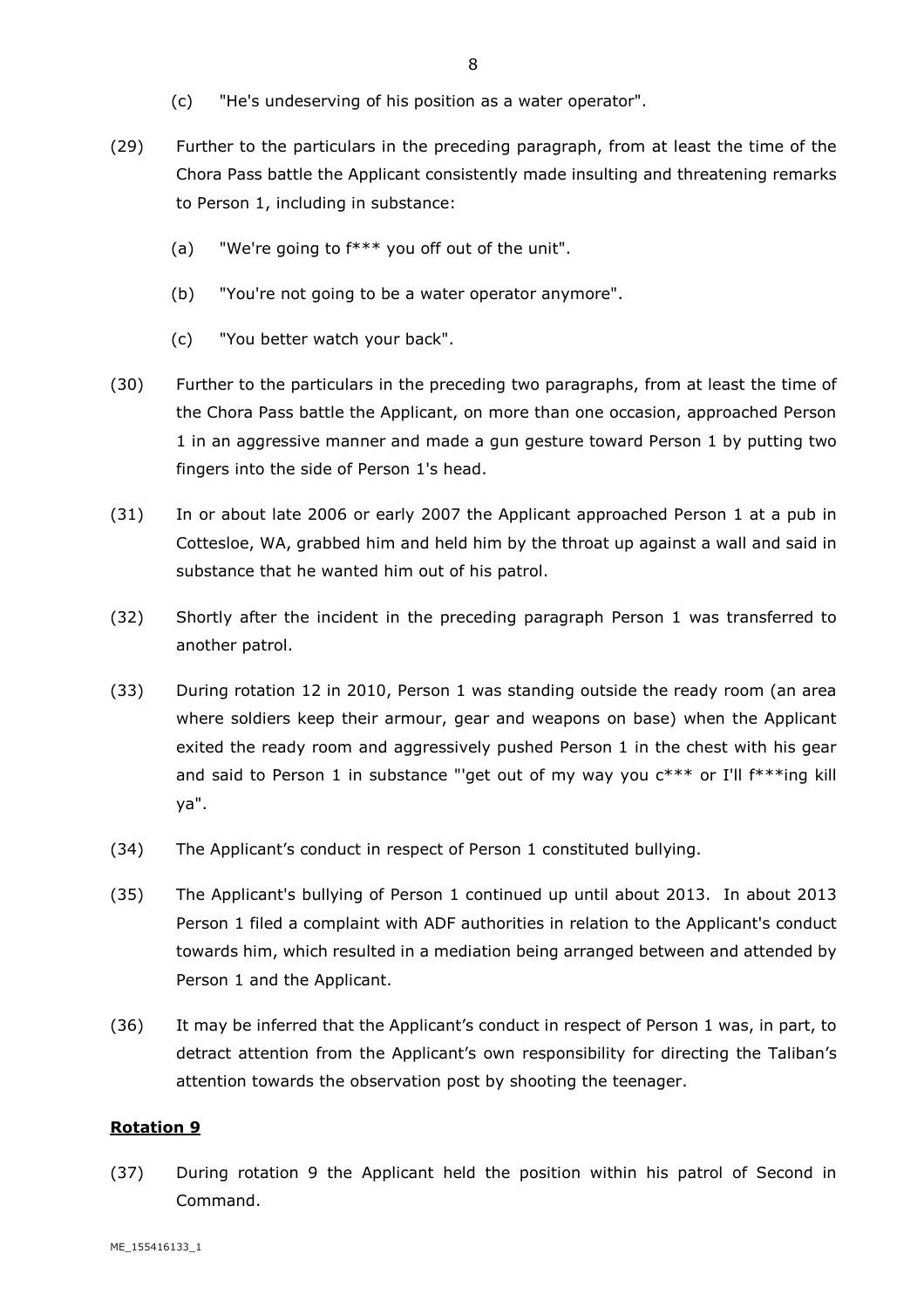(c) "He's undeserving of his position as a water operator".

(29) Further to the particulars in the preceding paragraph, from at least the time of the Chora Pass battle the Applicant consistently made insulting and threatening remarks to Person 1, including in substance:

(a) "We're going to f*** you off out of the unit".

(b) "You're not going to be a water operator anymore".

(c) "You better watch your back".

(30) Further to the particulars in the preceding two paragraphs, from at least the time of the Chora Pass battle the Applicant, on more than one occasion, approached Person 1 in an aggressive manner and made a gun gesture toward Person 1 by putting two fingers into the side of Person 1's head.

(31) In or about late 2006 or early 2007 the Applicant approached Person 1 at a pub in Cottesloe, WA, grabbed him and held him by the throat up against a wall and said in substance that he wanted him out of his patrol.

(32) Shortly after the incident in the preceding paragraph Person 1 was transferred to another patrol.

(33) During rotation 12 in 2010, Person 1 was standing outside the ready room (an area where soldiers keep their armour, gear and weapons on base) when the Applicant exited the ready room and aggressively pushed Person 1 in the chest with his gear and said to Person 1 in substance "'get out of my way you c*** or I'll f***ing kill ya".

(34) The Applicant's conduct in respect of Person 1 constituted bullying.

(35) The Applicant's bullying of Person 1 continued up until about 2013. In about 2013 Person 1 filed a complaint with ADF authorities in relation to the Applicant's conduct towards him, which resulted in a mediation being arranged between and attended by Person 1 and the Applicant.

(36) It may be inferred that the Applicant's conduct in respect of Person 1 was, in part, to detract attention from the Applicant's own responsibility for directing the Taliban's attention towards the observation post by shooting the teenager.

**Rotation 9**

(37) During rotation 9 the Applicant held the position within his patrol of Second in Command.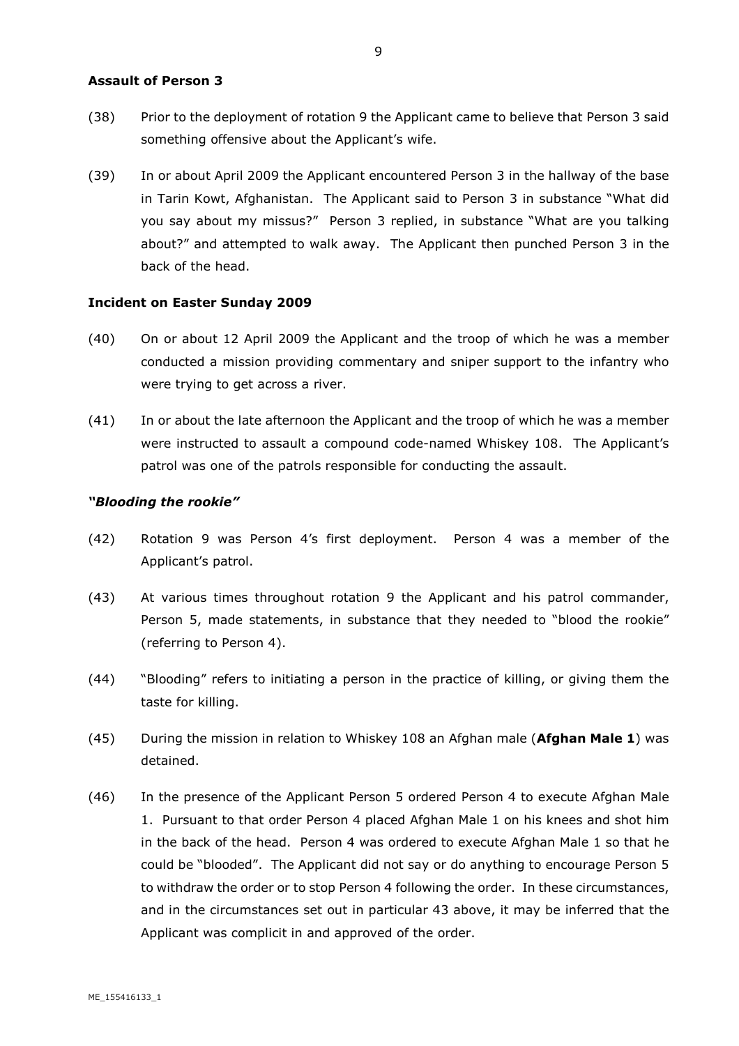**Assault of Person 3**

(38) Prior to the deployment of rotation 9 the Applicant came to believe that Person 3 said something offensive about the Applicant's wife.

(39) In or about April 2009 the Applicant encountered Person 3 in the hallway of the base in Tarin Kowt, Afghanistan. The Applicant said to Person 3 in substance "What did you say about my missus?" Person 3 replied, in substance "What are you talking about?" and attempted to walk away. The Applicant then punched Person 3 in the back of the head.

**Incident on Easter Sunday 2009**

(40) On or about 12 April 2009 the Applicant and the troop of which he was a member conducted a mission providing commentary and sniper support to the infantry who were trying to get across a river.

(41) In or about the late afternoon the Applicant and the troop of which he was a member were instructed to assault a compound code-named Whiskey 108. The Applicant's patrol was one of the patrols responsible for conducting the assault.

***"Blooding the rookie"***

(42) Rotation 9 was Person 4's first deployment. Person 4 was a member of the Applicant's patrol.

(43) At various times throughout rotation 9 the Applicant and his patrol commander, Person 5, made statements, in substance that they needed to "blood the rookie" (referring to Person 4).

(44) "Blooding" refers to initiating a person in the practice of killing, or giving them the taste for killing.

(45) During the mission in relation to Whiskey 108 an Afghan male (**Afghan Male 1**) was detained.

(46) In the presence of the Applicant Person 5 ordered Person 4 to execute Afghan Male 1. Pursuant to that order Person 4 placed Afghan Male 1 on his knees and shot him in the back of the head. Person 4 was ordered to execute Afghan Male 1 so that he could be "blooded". The Applicant did not say or do anything to encourage Person 5 to withdraw the order or to stop Person 4 following the order. In these circumstances, and in the circumstances set out in particular 43 above, it may be inferred that the Applicant was complicit in and approved of the order.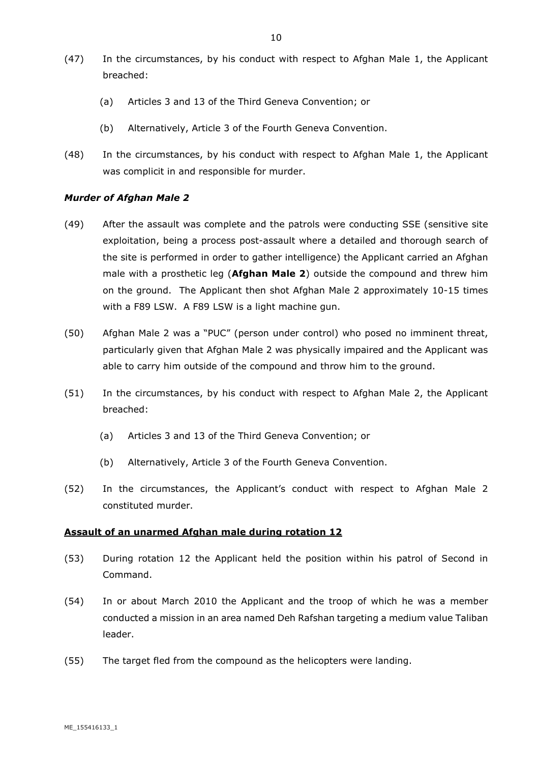(47) In the circumstances, by his conduct with respect to Afghan Male 1, the Applicant breached:

  (a) Articles 3 and 13 of the Third Geneva Convention; or

  (b) Alternatively, Article 3 of the Fourth Geneva Convention.

(48) In the circumstances, by his conduct with respect to Afghan Male 1, the Applicant was complicit in and responsible for murder.

***Murder of Afghan Male 2***

(49) After the assault was complete and the patrols were conducting SSE (sensitive site exploitation, being a process post-assault where a detailed and thorough search of the site is performed in order to gather intelligence) the Applicant carried an Afghan male with a prosthetic leg (**Afghan Male 2**) outside the compound and threw him on the ground. The Applicant then shot Afghan Male 2 approximately 10-15 times with a F89 LSW. A F89 LSW is a light machine gun.

(50) Afghan Male 2 was a "PUC" (person under control) who posed no imminent threat, particularly given that Afghan Male 2 was physically impaired and the Applicant was able to carry him outside of the compound and throw him to the ground.

(51) In the circumstances, by his conduct with respect to Afghan Male 2, the Applicant breached:

  (a) Articles 3 and 13 of the Third Geneva Convention; or

  (b) Alternatively, Article 3 of the Fourth Geneva Convention.

(52) In the circumstances, the Applicant's conduct with respect to Afghan Male 2 constituted murder.

**<u>Assault of an unarmed Afghan male during rotation 12</u>**

(53) During rotation 12 the Applicant held the position within his patrol of Second in Command.

(54) In or about March 2010 the Applicant and the troop of which he was a member conducted a mission in an area named Deh Rafshan targeting a medium value Taliban leader.

(55) The target fled from the compound as the helicopters were landing.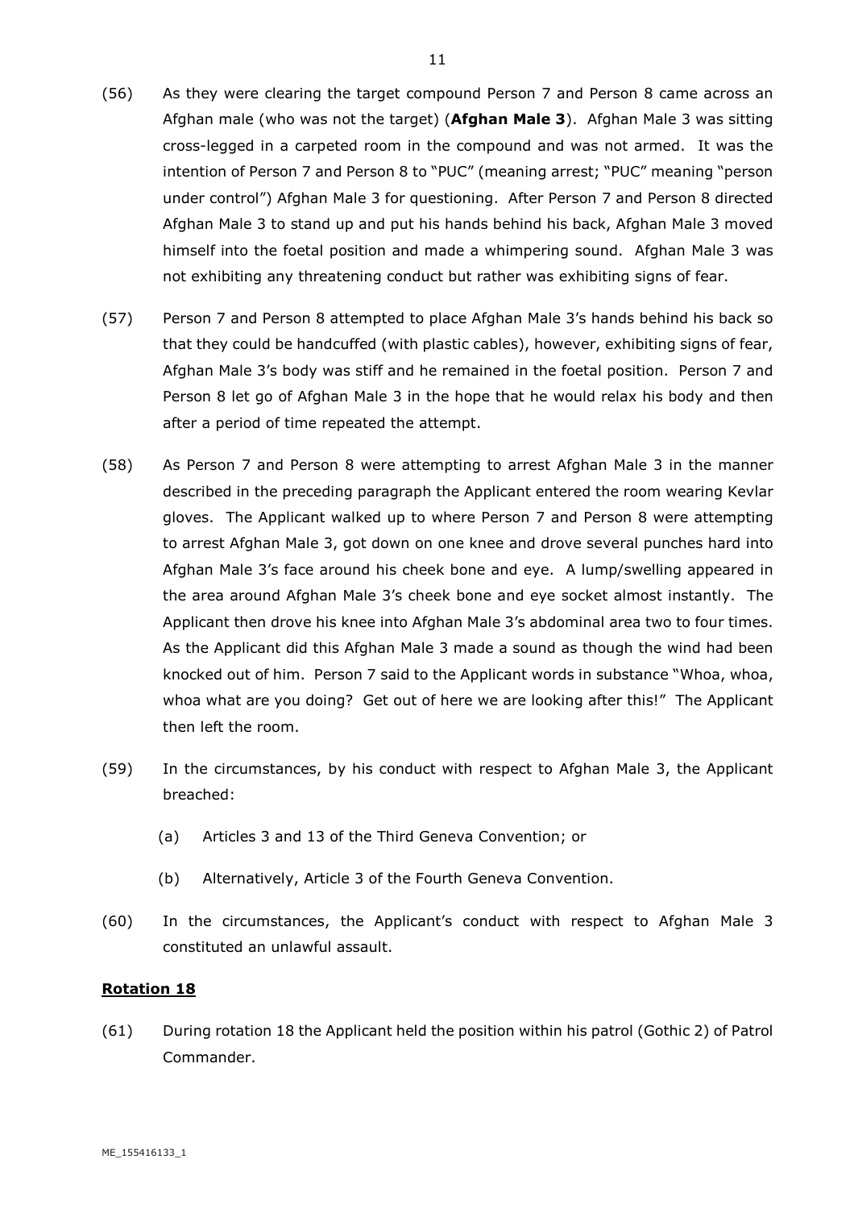(56) As they were clearing the target compound Person 7 and Person 8 came across an Afghan male (who was not the target) (**Afghan Male 3**). Afghan Male 3 was sitting cross-legged in a carpeted room in the compound and was not armed. It was the intention of Person 7 and Person 8 to "PUC" (meaning arrest; "PUC" meaning "person under control") Afghan Male 3 for questioning. After Person 7 and Person 8 directed Afghan Male 3 to stand up and put his hands behind his back, Afghan Male 3 moved himself into the foetal position and made a whimpering sound. Afghan Male 3 was not exhibiting any threatening conduct but rather was exhibiting signs of fear.

(57) Person 7 and Person 8 attempted to place Afghan Male 3's hands behind his back so that they could be handcuffed (with plastic cables), however, exhibiting signs of fear, Afghan Male 3's body was stiff and he remained in the foetal position. Person 7 and Person 8 let go of Afghan Male 3 in the hope that he would relax his body and then after a period of time repeated the attempt.

(58) As Person 7 and Person 8 were attempting to arrest Afghan Male 3 in the manner described in the preceding paragraph the Applicant entered the room wearing Kevlar gloves. The Applicant walked up to where Person 7 and Person 8 were attempting to arrest Afghan Male 3, got down on one knee and drove several punches hard into Afghan Male 3's face around his cheek bone and eye. A lump/swelling appeared in the area around Afghan Male 3's cheek bone and eye socket almost instantly. The Applicant then drove his knee into Afghan Male 3's abdominal area two to four times. As the Applicant did this Afghan Male 3 made a sound as though the wind had been knocked out of him. Person 7 said to the Applicant words in substance "Whoa, whoa, whoa what are you doing? Get out of here we are looking after this!" The Applicant then left the room.

(59) In the circumstances, by his conduct with respect to Afghan Male 3, the Applicant breached:

   (a) Articles 3 and 13 of the Third Geneva Convention; or

   (b) Alternatively, Article 3 of the Fourth Geneva Convention.

(60) In the circumstances, the Applicant's conduct with respect to Afghan Male 3 constituted an unlawful assault.

## **Rotation 18**

(61) During rotation 18 the Applicant held the position within his patrol (Gothic 2) of Patrol Commander.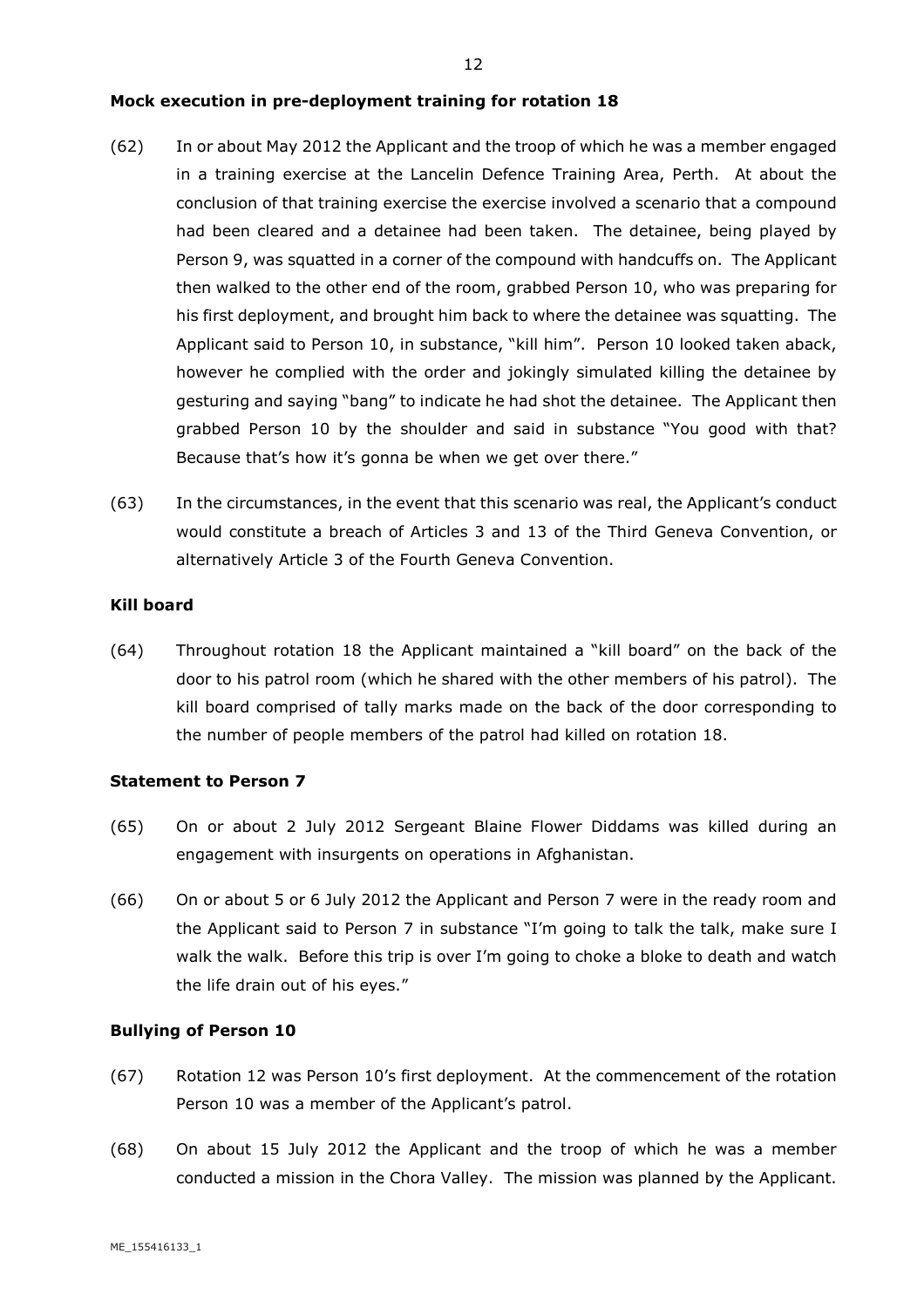**Mock execution in pre-deployment training for rotation 18**

(62) In or about May 2012 the Applicant and the troop of which he was a member engaged in a training exercise at the Lancelin Defence Training Area, Perth. At about the conclusion of that training exercise the exercise involved a scenario that a compound had been cleared and a detainee had been taken. The detainee, being played by Person 9, was squatted in a corner of the compound with handcuffs on. The Applicant then walked to the other end of the room, grabbed Person 10, who was preparing for his first deployment, and brought him back to where the detainee was squatting. The Applicant said to Person 10, in substance, "kill him". Person 10 looked taken aback, however he complied with the order and jokingly simulated killing the detainee by gesturing and saying "bang" to indicate he had shot the detainee. The Applicant then grabbed Person 10 by the shoulder and said in substance "You good with that? Because that's how it's gonna be when we get over there."

(63) In the circumstances, in the event that this scenario was real, the Applicant's conduct would constitute a breach of Articles 3 and 13 of the Third Geneva Convention, or alternatively Article 3 of the Fourth Geneva Convention.

**Kill board**

(64) Throughout rotation 18 the Applicant maintained a "kill board" on the back of the door to his patrol room (which he shared with the other members of his patrol). The kill board comprised of tally marks made on the back of the door corresponding to the number of people members of the patrol had killed on rotation 18.

**Statement to Person 7**

(65) On or about 2 July 2012 Sergeant Blaine Flower Diddams was killed during an engagement with insurgents on operations in Afghanistan.

(66) On or about 5 or 6 July 2012 the Applicant and Person 7 were in the ready room and the Applicant said to Person 7 in substance "I'm going to talk the talk, make sure I walk the walk. Before this trip is over I'm going to choke a bloke to death and watch the life drain out of his eyes."

**Bullying of Person 10**

(67) Rotation 12 was Person 10's first deployment. At the commencement of the rotation Person 10 was a member of the Applicant's patrol.

(68) On about 15 July 2012 the Applicant and the troop of which he was a member conducted a mission in the Chora Valley. The mission was planned by the Applicant.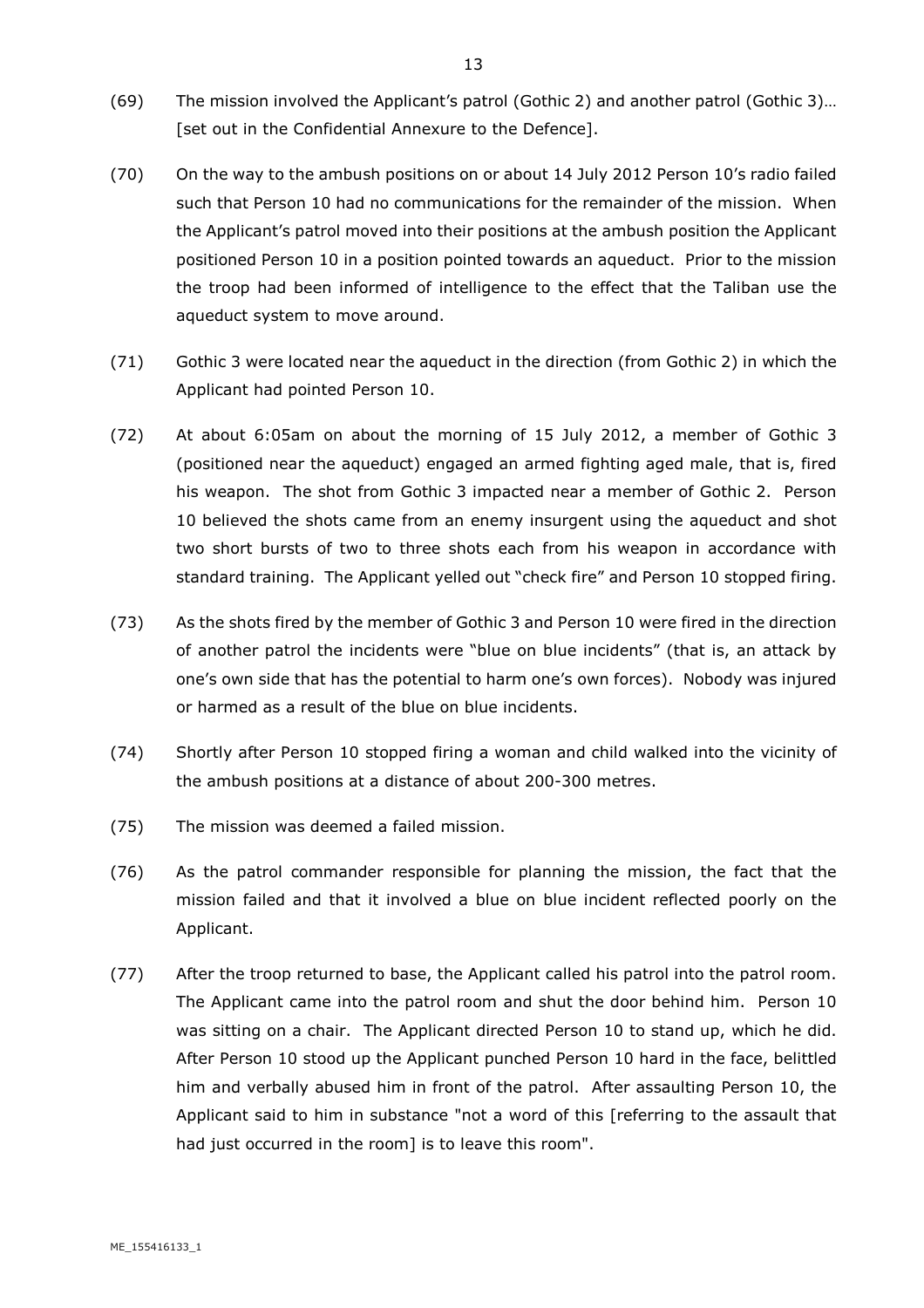(69) The mission involved the Applicant's patrol (Gothic 2) and another patrol (Gothic 3)… [set out in the Confidential Annexure to the Defence].

(70) On the way to the ambush positions on or about 14 July 2012 Person 10's radio failed such that Person 10 had no communications for the remainder of the mission. When the Applicant's patrol moved into their positions at the ambush position the Applicant positioned Person 10 in a position pointed towards an aqueduct. Prior to the mission the troop had been informed of intelligence to the effect that the Taliban use the aqueduct system to move around.

(71) Gothic 3 were located near the aqueduct in the direction (from Gothic 2) in which the Applicant had pointed Person 10.

(72) At about 6:05am on about the morning of 15 July 2012, a member of Gothic 3 (positioned near the aqueduct) engaged an armed fighting aged male, that is, fired his weapon. The shot from Gothic 3 impacted near a member of Gothic 2. Person 10 believed the shots came from an enemy insurgent using the aqueduct and shot two short bursts of two to three shots each from his weapon in accordance with standard training. The Applicant yelled out "check fire" and Person 10 stopped firing.

(73) As the shots fired by the member of Gothic 3 and Person 10 were fired in the direction of another patrol the incidents were "blue on blue incidents" (that is, an attack by one's own side that has the potential to harm one's own forces). Nobody was injured or harmed as a result of the blue on blue incidents.

(74) Shortly after Person 10 stopped firing a woman and child walked into the vicinity of the ambush positions at a distance of about 200-300 metres.

(75) The mission was deemed a failed mission.

(76) As the patrol commander responsible for planning the mission, the fact that the mission failed and that it involved a blue on blue incident reflected poorly on the Applicant.

(77) After the troop returned to base, the Applicant called his patrol into the patrol room. The Applicant came into the patrol room and shut the door behind him. Person 10 was sitting on a chair. The Applicant directed Person 10 to stand up, which he did. After Person 10 stood up the Applicant punched Person 10 hard in the face, belittled him and verbally abused him in front of the patrol. After assaulting Person 10, the Applicant said to him in substance "not a word of this [referring to the assault that had just occurred in the room] is to leave this room".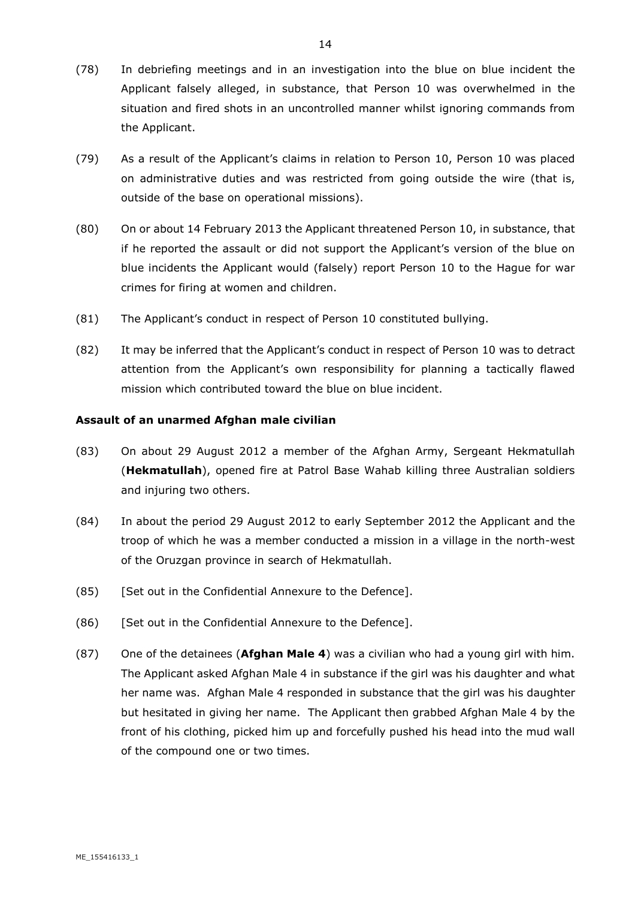(78) In debriefing meetings and in an investigation into the blue on blue incident the Applicant falsely alleged, in substance, that Person 10 was overwhelmed in the situation and fired shots in an uncontrolled manner whilst ignoring commands from the Applicant.

(79) As a result of the Applicant's claims in relation to Person 10, Person 10 was placed on administrative duties and was restricted from going outside the wire (that is, outside of the base on operational missions).

(80) On or about 14 February 2013 the Applicant threatened Person 10, in substance, that if he reported the assault or did not support the Applicant's version of the blue on blue incidents the Applicant would (falsely) report Person 10 to the Hague for war crimes for firing at women and children.

(81) The Applicant's conduct in respect of Person 10 constituted bullying.

(82) It may be inferred that the Applicant's conduct in respect of Person 10 was to detract attention from the Applicant's own responsibility for planning a tactically flawed mission which contributed toward the blue on blue incident.

**Assault of an unarmed Afghan male civilian**

(83) On about 29 August 2012 a member of the Afghan Army, Sergeant Hekmatullah (**Hekmatullah**), opened fire at Patrol Base Wahab killing three Australian soldiers and injuring two others.

(84) In about the period 29 August 2012 to early September 2012 the Applicant and the troop of which he was a member conducted a mission in a village in the north-west of the Oruzgan province in search of Hekmatullah.

(85) [Set out in the Confidential Annexure to the Defence].

(86) [Set out in the Confidential Annexure to the Defence].

(87) One of the detainees (**Afghan Male 4**) was a civilian who had a young girl with him. The Applicant asked Afghan Male 4 in substance if the girl was his daughter and what her name was. Afghan Male 4 responded in substance that the girl was his daughter but hesitated in giving her name. The Applicant then grabbed Afghan Male 4 by the front of his clothing, picked him up and forcefully pushed his head into the mud wall of the compound one or two times.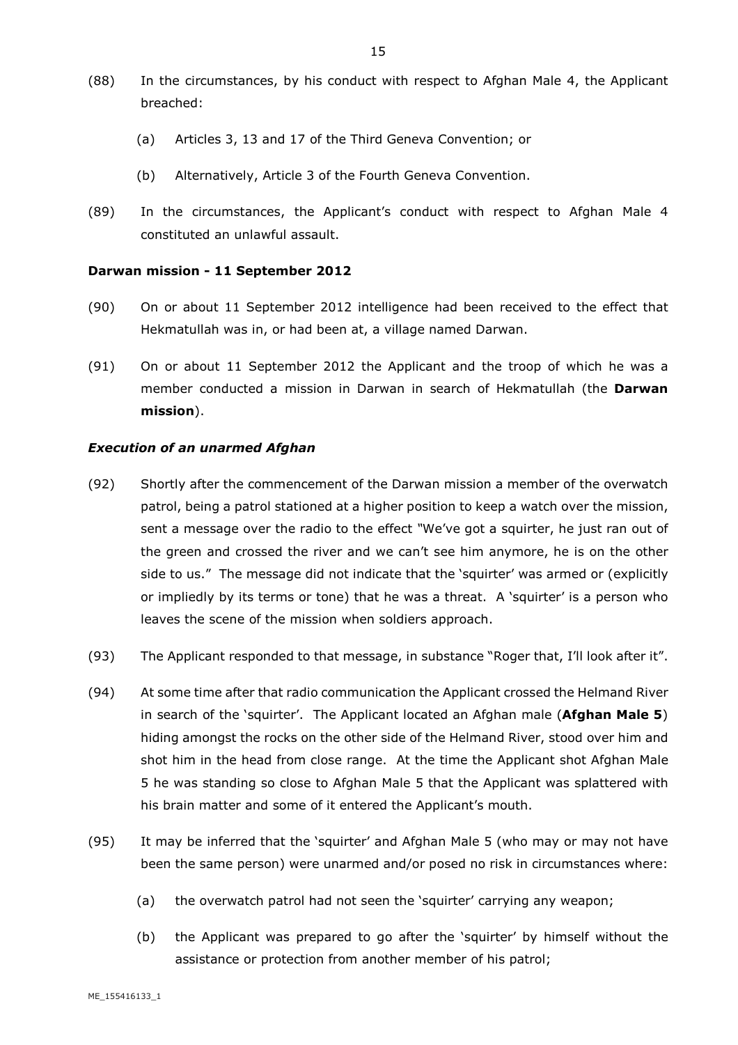(88) In the circumstances, by his conduct with respect to Afghan Male 4, the Applicant breached:

(a) Articles 3, 13 and 17 of the Third Geneva Convention; or

(b) Alternatively, Article 3 of the Fourth Geneva Convention.

(89) In the circumstances, the Applicant's conduct with respect to Afghan Male 4 constituted an unlawful assault.

**Darwan mission - 11 September 2012**

(90) On or about 11 September 2012 intelligence had been received to the effect that Hekmatullah was in, or had been at, a village named Darwan.

(91) On or about 11 September 2012 the Applicant and the troop of which he was a member conducted a mission in Darwan in search of Hekmatullah (the **Darwan mission**).

***Execution of an unarmed Afghan***

(92) Shortly after the commencement of the Darwan mission a member of the overwatch patrol, being a patrol stationed at a higher position to keep a watch over the mission, sent a message over the radio to the effect "We've got a squirter, he just ran out of the green and crossed the river and we can't see him anymore, he is on the other side to us." The message did not indicate that the 'squirter' was armed or (explicitly or impliedly by its terms or tone) that he was a threat. A 'squirter' is a person who leaves the scene of the mission when soldiers approach.

(93) The Applicant responded to that message, in substance "Roger that, I'll look after it".

(94) At some time after that radio communication the Applicant crossed the Helmand River in search of the 'squirter'. The Applicant located an Afghan male (**Afghan Male 5**) hiding amongst the rocks on the other side of the Helmand River, stood over him and shot him in the head from close range. At the time the Applicant shot Afghan Male 5 he was standing so close to Afghan Male 5 that the Applicant was splattered with his brain matter and some of it entered the Applicant's mouth.

(95) It may be inferred that the 'squirter' and Afghan Male 5 (who may or may not have been the same person) were unarmed and/or posed no risk in circumstances where:

(a) the overwatch patrol had not seen the 'squirter' carrying any weapon;

(b) the Applicant was prepared to go after the 'squirter' by himself without the assistance or protection from another member of his patrol;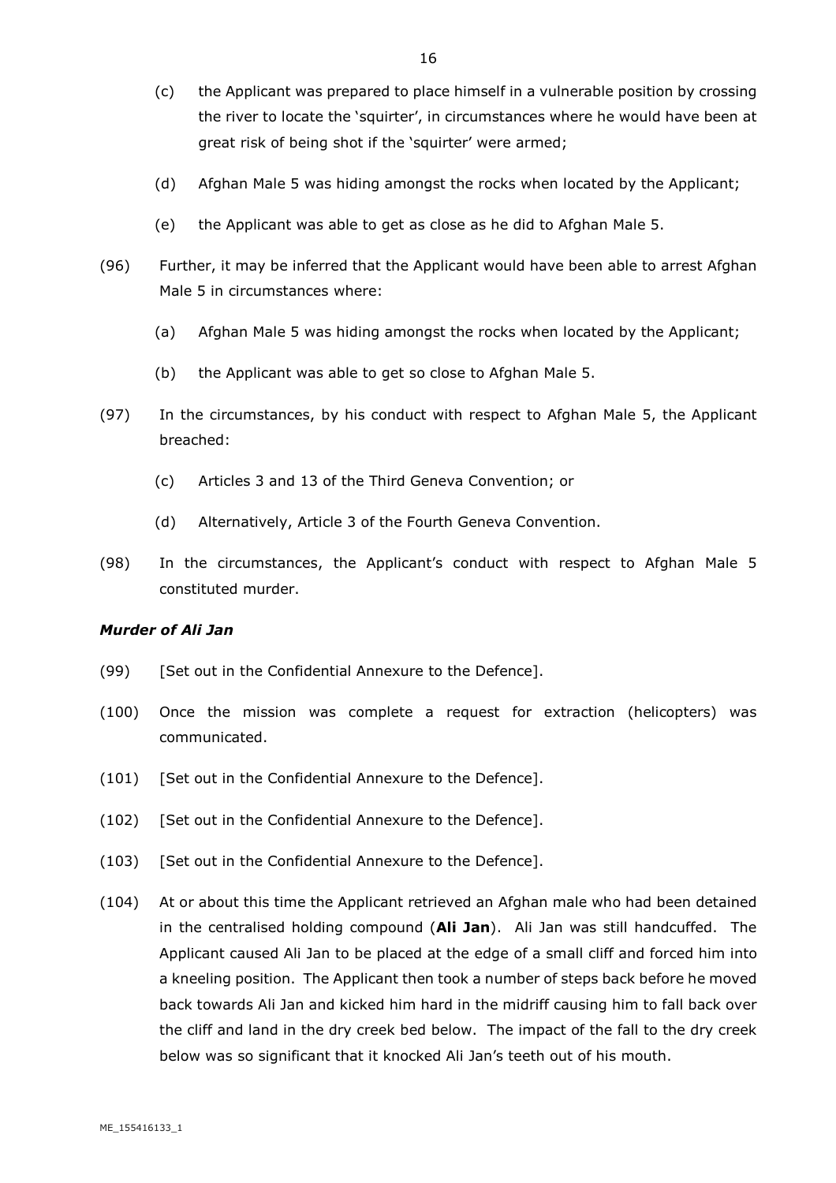(c) the Applicant was prepared to place himself in a vulnerable position by crossing the river to locate the 'squirter', in circumstances where he would have been at great risk of being shot if the 'squirter' were armed;

(d) Afghan Male 5 was hiding amongst the rocks when located by the Applicant;

(e) the Applicant was able to get as close as he did to Afghan Male 5.

(96) Further, it may be inferred that the Applicant would have been able to arrest Afghan Male 5 in circumstances where:

(a) Afghan Male 5 was hiding amongst the rocks when located by the Applicant;

(b) the Applicant was able to get so close to Afghan Male 5.

(97) In the circumstances, by his conduct with respect to Afghan Male 5, the Applicant breached:

(c) Articles 3 and 13 of the Third Geneva Convention; or

(d) Alternatively, Article 3 of the Fourth Geneva Convention.

(98) In the circumstances, the Applicant's conduct with respect to Afghan Male 5 constituted murder.

### *Murder of Ali Jan*

(99) [Set out in the Confidential Annexure to the Defence].

(100) Once the mission was complete a request for extraction (helicopters) was communicated.

(101) [Set out in the Confidential Annexure to the Defence].

(102) [Set out in the Confidential Annexure to the Defence].

(103) [Set out in the Confidential Annexure to the Defence].

(104) At or about this time the Applicant retrieved an Afghan male who had been detained in the centralised holding compound (**Ali Jan**). Ali Jan was still handcuffed. The Applicant caused Ali Jan to be placed at the edge of a small cliff and forced him into a kneeling position. The Applicant then took a number of steps back before he moved back towards Ali Jan and kicked him hard in the midriff causing him to fall back over the cliff and land in the dry creek bed below. The impact of the fall to the dry creek below was so significant that it knocked Ali Jan's teeth out of his mouth.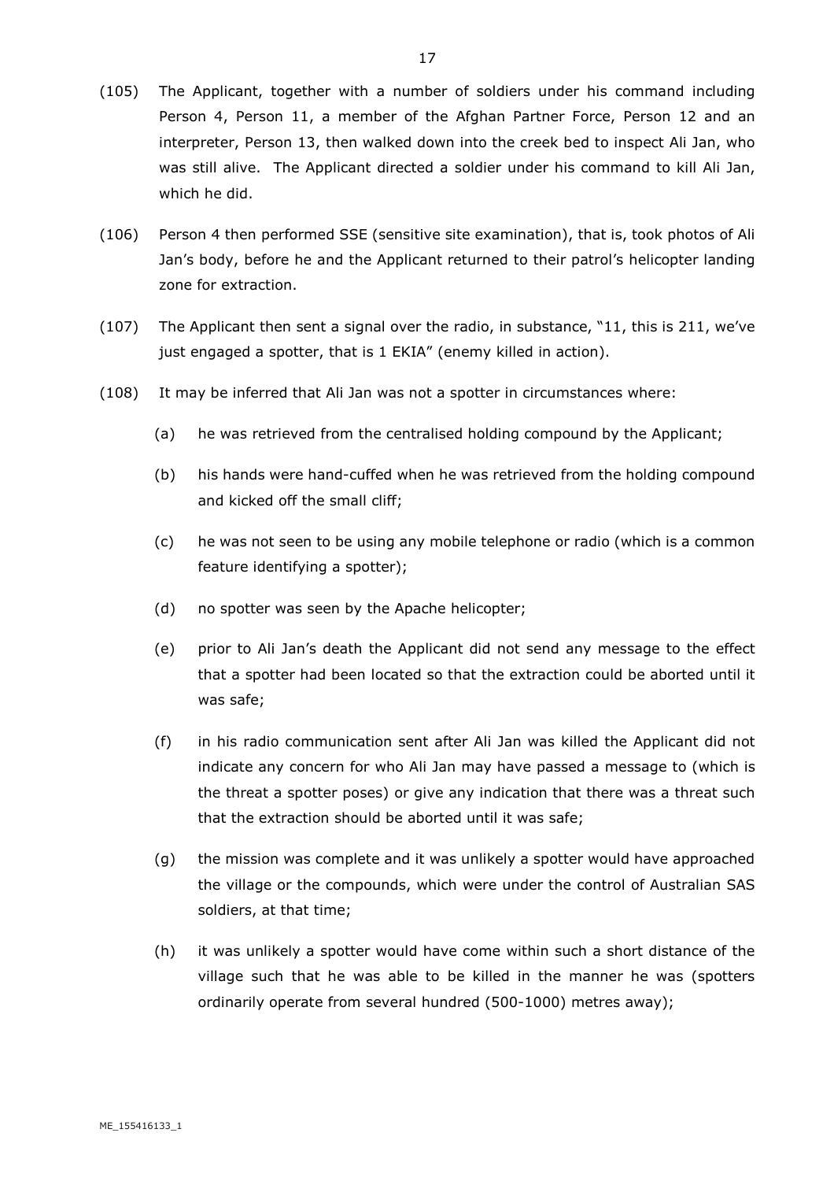(105) The Applicant, together with a number of soldiers under his command including Person 4, Person 11, a member of the Afghan Partner Force, Person 12 and an interpreter, Person 13, then walked down into the creek bed to inspect Ali Jan, who was still alive. The Applicant directed a soldier under his command to kill Ali Jan, which he did.

(106) Person 4 then performed SSE (sensitive site examination), that is, took photos of Ali Jan's body, before he and the Applicant returned to their patrol's helicopter landing zone for extraction.

(107) The Applicant then sent a signal over the radio, in substance, "11, this is 211, we've just engaged a spotter, that is 1 EKIA" (enemy killed in action).

(108) It may be inferred that Ali Jan was not a spotter in circumstances where:

   (a) he was retrieved from the centralised holding compound by the Applicant;

   (b) his hands were hand-cuffed when he was retrieved from the holding compound and kicked off the small cliff;

   (c) he was not seen to be using any mobile telephone or radio (which is a common feature identifying a spotter);

   (d) no spotter was seen by the Apache helicopter;

   (e) prior to Ali Jan's death the Applicant did not send any message to the effect that a spotter had been located so that the extraction could be aborted until it was safe;

   (f) in his radio communication sent after Ali Jan was killed the Applicant did not indicate any concern for who Ali Jan may have passed a message to (which is the threat a spotter poses) or give any indication that there was a threat such that the extraction should be aborted until it was safe;

   (g) the mission was complete and it was unlikely a spotter would have approached the village or the compounds, which were under the control of Australian SAS soldiers, at that time;

   (h) it was unlikely a spotter would have come within such a short distance of the village such that he was able to be killed in the manner he was (spotters ordinarily operate from several hundred (500-1000) metres away);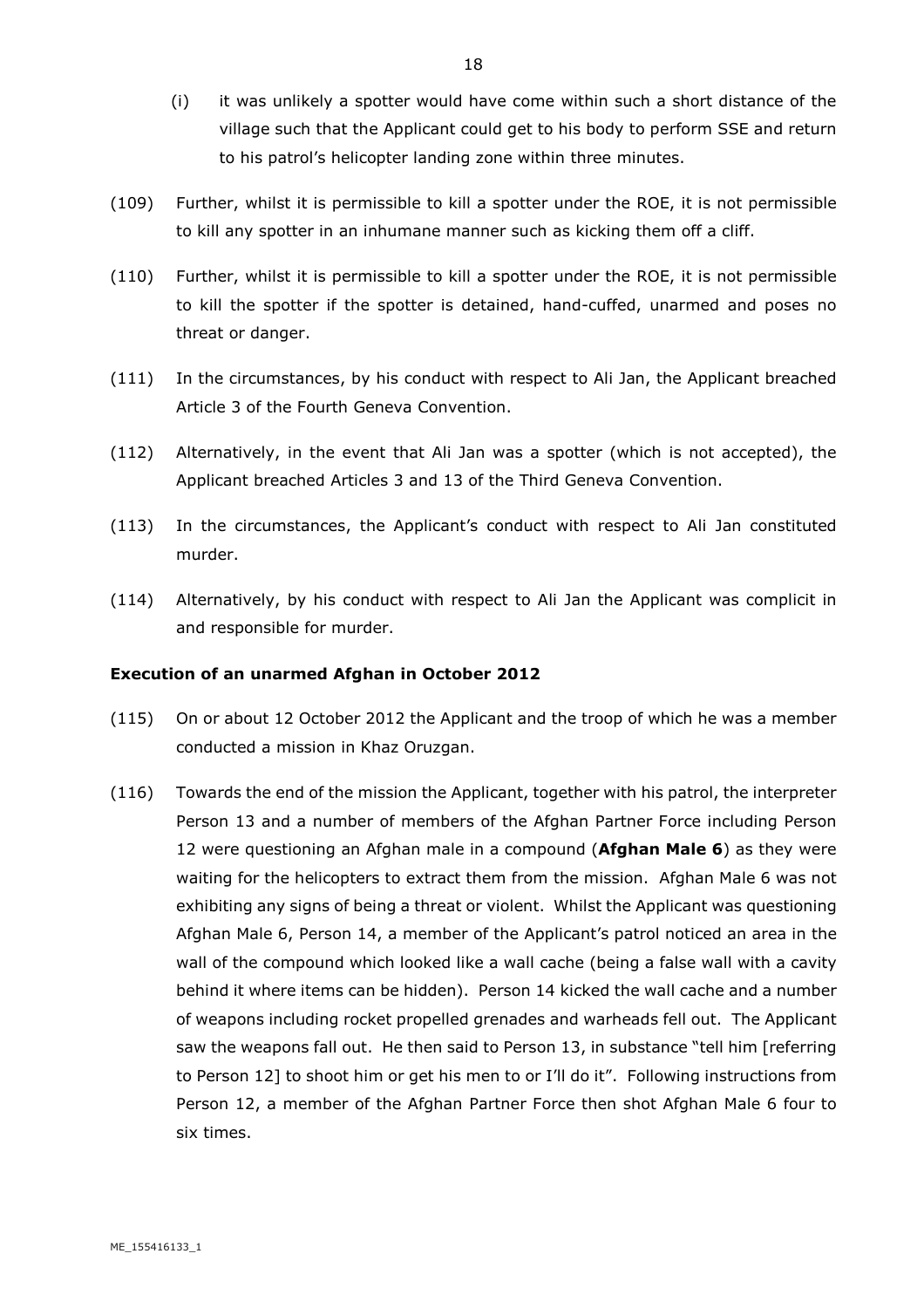(i) it was unlikely a spotter would have come within such a short distance of the village such that the Applicant could get to his body to perform SSE and return to his patrol's helicopter landing zone within three minutes.

(109) Further, whilst it is permissible to kill a spotter under the ROE, it is not permissible to kill any spotter in an inhumane manner such as kicking them off a cliff.

(110) Further, whilst it is permissible to kill a spotter under the ROE, it is not permissible to kill the spotter if the spotter is detained, hand-cuffed, unarmed and poses no threat or danger.

(111) In the circumstances, by his conduct with respect to Ali Jan, the Applicant breached Article 3 of the Fourth Geneva Convention.

(112) Alternatively, in the event that Ali Jan was a spotter (which is not accepted), the Applicant breached Articles 3 and 13 of the Third Geneva Convention.

(113) In the circumstances, the Applicant's conduct with respect to Ali Jan constituted murder.

(114) Alternatively, by his conduct with respect to Ali Jan the Applicant was complicit in and responsible for murder.

### Execution of an unarmed Afghan in October 2012

(115) On or about 12 October 2012 the Applicant and the troop of which he was a member conducted a mission in Khaz Oruzgan.

(116) Towards the end of the mission the Applicant, together with his patrol, the interpreter Person 13 and a number of members of the Afghan Partner Force including Person 12 were questioning an Afghan male in a compound (**Afghan Male 6**) as they were waiting for the helicopters to extract them from the mission. Afghan Male 6 was not exhibiting any signs of being a threat or violent. Whilst the Applicant was questioning Afghan Male 6, Person 14, a member of the Applicant's patrol noticed an area in the wall of the compound which looked like a wall cache (being a false wall with a cavity behind it where items can be hidden). Person 14 kicked the wall cache and a number of weapons including rocket propelled grenades and warheads fell out. The Applicant saw the weapons fall out. He then said to Person 13, in substance "tell him [referring to Person 12] to shoot him or get his men to or I'll do it". Following instructions from Person 12, a member of the Afghan Partner Force then shot Afghan Male 6 four to six times.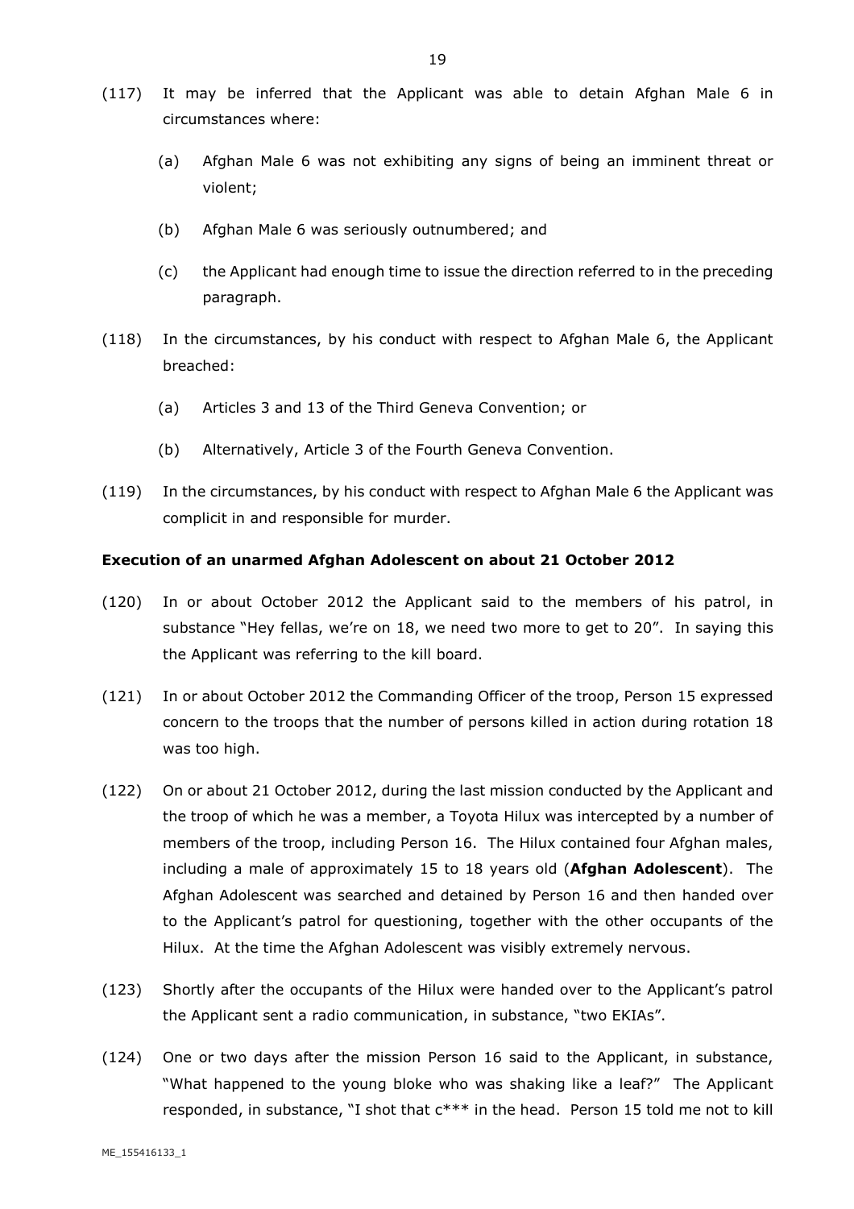(117) It may be inferred that the Applicant was able to detain Afghan Male 6 in circumstances where:

  (a) Afghan Male 6 was not exhibiting any signs of being an imminent threat or violent;

  (b) Afghan Male 6 was seriously outnumbered; and

  (c) the Applicant had enough time to issue the direction referred to in the preceding paragraph.

(118) In the circumstances, by his conduct with respect to Afghan Male 6, the Applicant breached:

  (a) Articles 3 and 13 of the Third Geneva Convention; or

  (b) Alternatively, Article 3 of the Fourth Geneva Convention.

(119) In the circumstances, by his conduct with respect to Afghan Male 6 the Applicant was complicit in and responsible for murder.

**Execution of an unarmed Afghan Adolescent on about 21 October 2012**

(120) In or about October 2012 the Applicant said to the members of his patrol, in substance "Hey fellas, we're on 18, we need two more to get to 20". In saying this the Applicant was referring to the kill board.

(121) In or about October 2012 the Commanding Officer of the troop, Person 15 expressed concern to the troops that the number of persons killed in action during rotation 18 was too high.

(122) On or about 21 October 2012, during the last mission conducted by the Applicant and the troop of which he was a member, a Toyota Hilux was intercepted by a number of members of the troop, including Person 16. The Hilux contained four Afghan males, including a male of approximately 15 to 18 years old (**Afghan Adolescent**). The Afghan Adolescent was searched and detained by Person 16 and then handed over to the Applicant's patrol for questioning, together with the other occupants of the Hilux. At the time the Afghan Adolescent was visibly extremely nervous.

(123) Shortly after the occupants of the Hilux were handed over to the Applicant's patrol the Applicant sent a radio communication, in substance, "two EKIAs".

(124) One or two days after the mission Person 16 said to the Applicant, in substance, "What happened to the young bloke who was shaking like a leaf?" The Applicant responded, in substance, "I shot that c*** in the head. Person 15 told me not to kill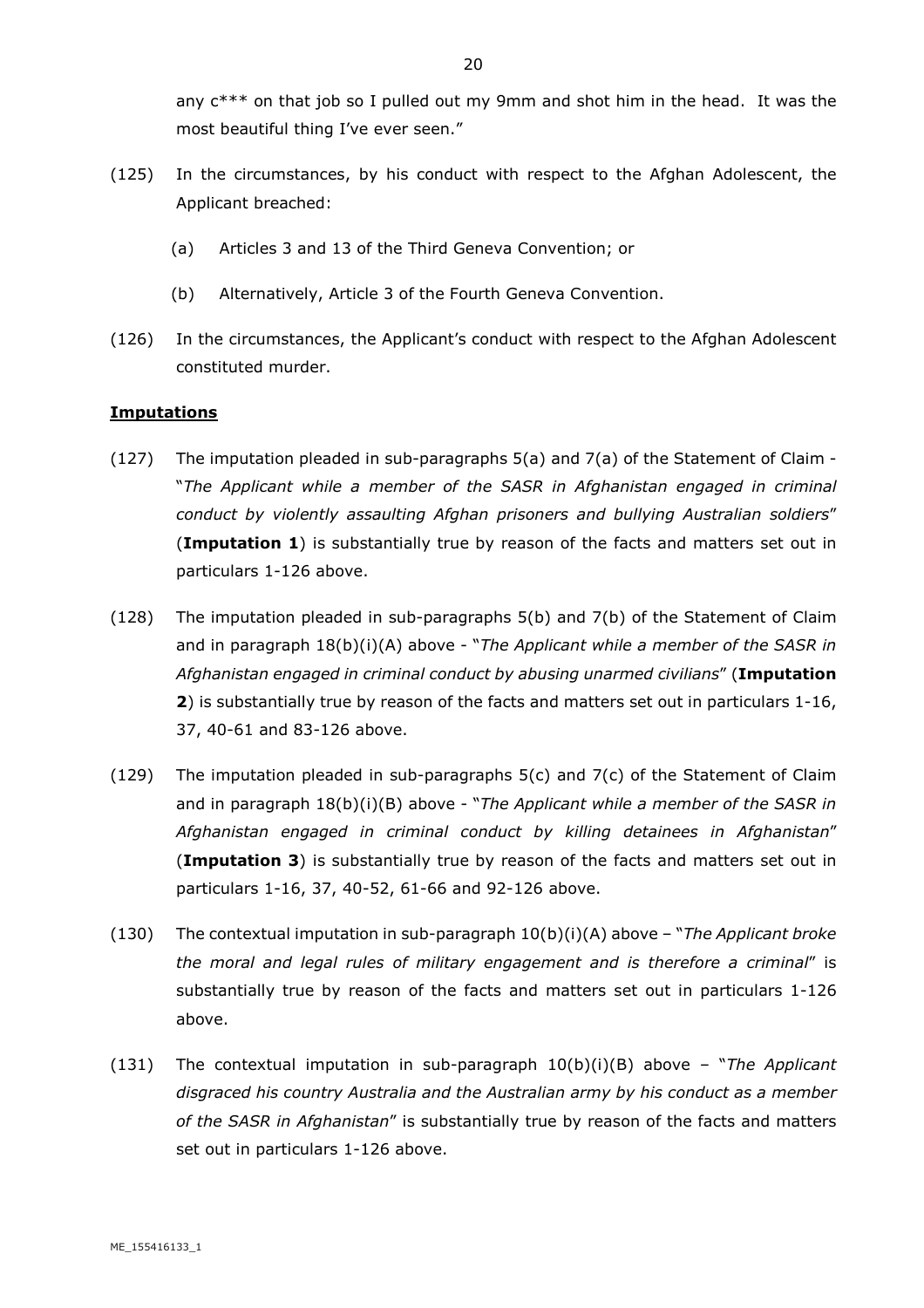any c*** on that job so I pulled out my 9mm and shot him in the head. It was the most beautiful thing I've ever seen."

(125) In the circumstances, by his conduct with respect to the Afghan Adolescent, the Applicant breached:

(a) Articles 3 and 13 of the Third Geneva Convention; or

(b) Alternatively, Article 3 of the Fourth Geneva Convention.

(126) In the circumstances, the Applicant's conduct with respect to the Afghan Adolescent constituted murder.

**Imputations**

(127) The imputation pleaded in sub-paragraphs 5(a) and 7(a) of the Statement of Claim - "*The Applicant while a member of the SASR in Afghanistan engaged in criminal conduct by violently assaulting Afghan prisoners and bullying Australian soldiers*" (**Imputation 1**) is substantially true by reason of the facts and matters set out in particulars 1-126 above.

(128) The imputation pleaded in sub-paragraphs 5(b) and 7(b) of the Statement of Claim and in paragraph 18(b)(i)(A) above - "*The Applicant while a member of the SASR in Afghanistan engaged in criminal conduct by abusing unarmed civilians*" (**Imputation 2**) is substantially true by reason of the facts and matters set out in particulars 1-16, 37, 40-61 and 83-126 above.

(129) The imputation pleaded in sub-paragraphs 5(c) and 7(c) of the Statement of Claim and in paragraph 18(b)(i)(B) above - "*The Applicant while a member of the SASR in Afghanistan engaged in criminal conduct by killing detainees in Afghanistan*" (**Imputation 3**) is substantially true by reason of the facts and matters set out in particulars 1-16, 37, 40-52, 61-66 and 92-126 above.

(130) The contextual imputation in sub-paragraph 10(b)(i)(A) above – "*The Applicant broke the moral and legal rules of military engagement and is therefore a criminal*" is substantially true by reason of the facts and matters set out in particulars 1-126 above.

(131) The contextual imputation in sub-paragraph 10(b)(i)(B) above – "*The Applicant disgraced his country Australia and the Australian army by his conduct as a member of the SASR in Afghanistan*" is substantially true by reason of the facts and matters set out in particulars 1-126 above.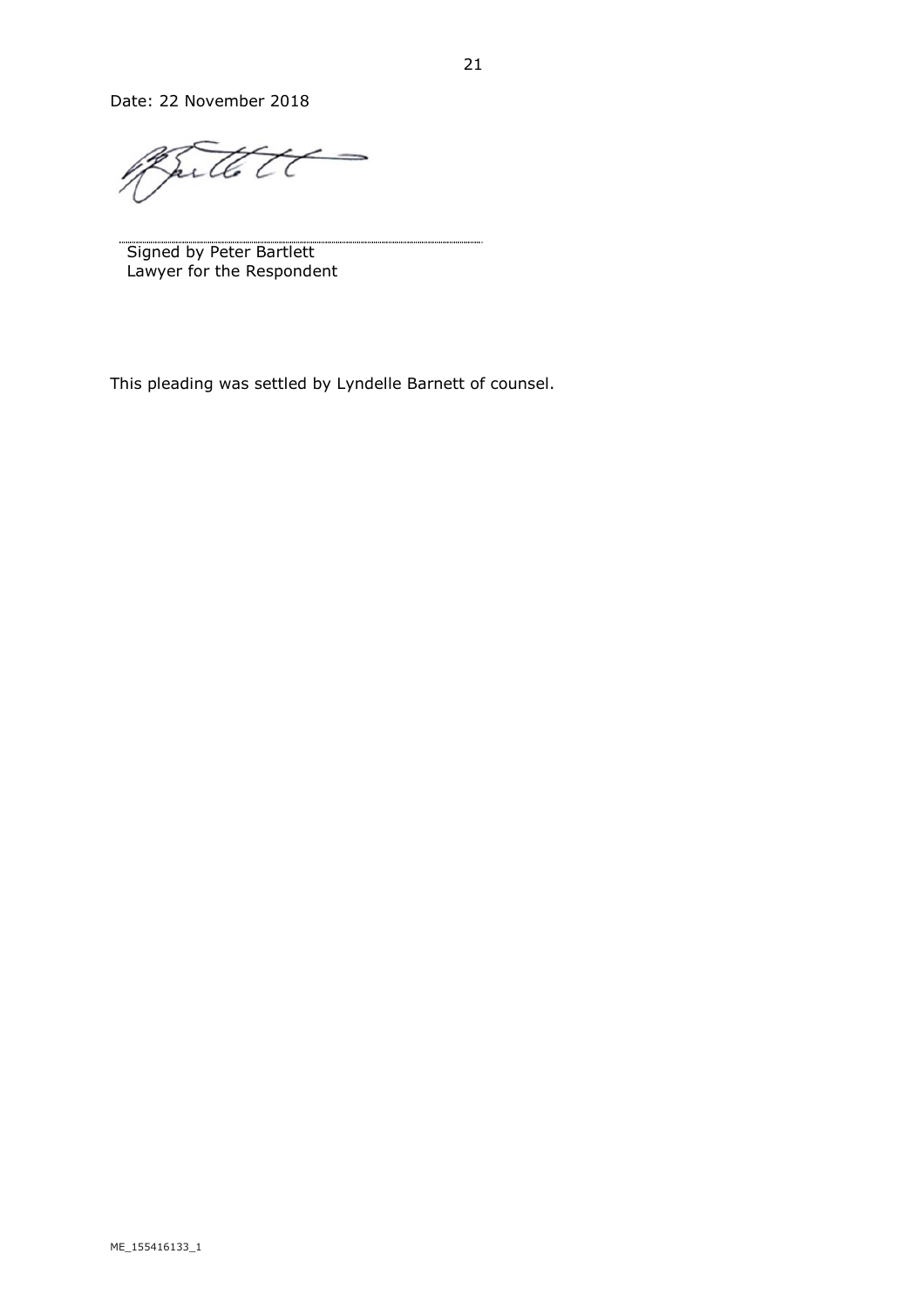Date: 22 November 2018

Signed by Peter Bartlett
Lawyer for the Respondent

This pleading was settled by Lyndelle Barnett of counsel.

ME_155416133_1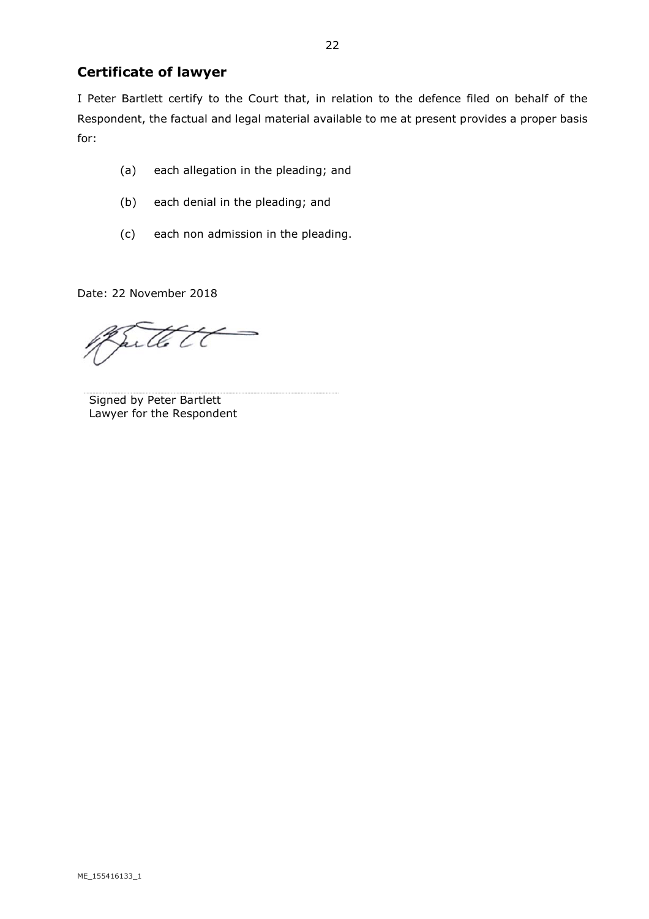## Certificate of lawyer

I Peter Bartlett certify to the Court that, in relation to the defence filed on behalf of the Respondent, the factual and legal material available to me at present provides a proper basis for:

(a) each allegation in the pleading; and

(b) each denial in the pleading; and

(c) each non admission in the pleading.

Date: 22 November 2018

Signed by Peter Bartlett
Lawyer for the Respondent

ME_155416133_1